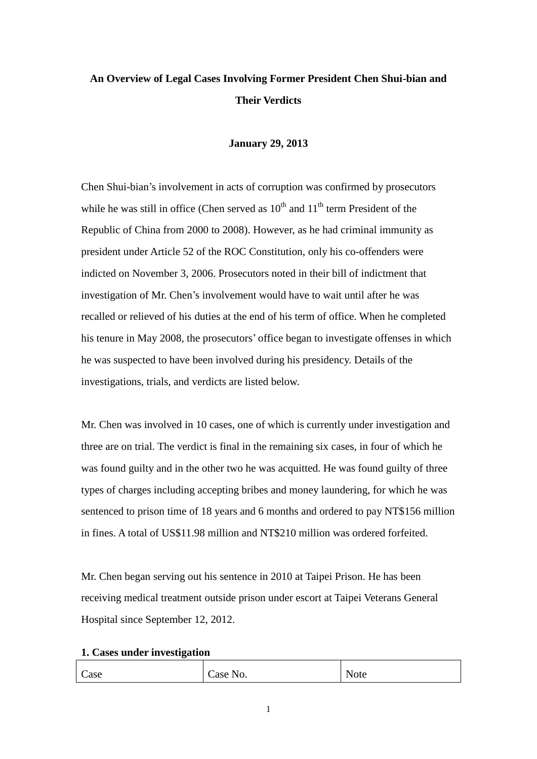# An Overview of Legal Cases Involving Former President Chen Shui-bian and Their Verdicts

**January 29, 2013**

Chen Shui-bian's involvement in acts of corruption was confirmed by prosecutors while he was still in office (Chen served as 10th and 11th term President of the Republic of China from 2000 to 2008). However, as he had criminal immunity as president under Article 52 of the ROC Constitution, only his co-offenders were indicted on November 3, 2006. Prosecutors noted in their bill of indictment that investigation of Mr. Chen's involvement would have to wait until after he was recalled or relieved of his duties at the end of his term of office. When he completed his tenure in May 2008, the prosecutors' office began to investigate offenses in which he was suspected to have been involved during his presidency. Details of the investigations, trials, and verdicts are listed below.

Mr. Chen was involved in 10 cases, one of which is currently under investigation and three are on trial. The verdict is final in the remaining six cases, in four of which he was found guilty and in the other two he was acquitted. He was found guilty of three types of charges including accepting bribes and money laundering, for which he was sentenced to prison time of 18 years and 6 months and ordered to pay NT$156 million in fines. A total of US$11.98 million and NT$210 million was ordered forfeited.

Mr. Chen began serving out his sentence in 2010 at Taipei Prison. He has been receiving medical treatment outside prison under escort at Taipei Veterans General Hospital since September 12, 2012.

**1. Cases under investigation**

| Case | Case No. | Note |
| --- | --- | --- |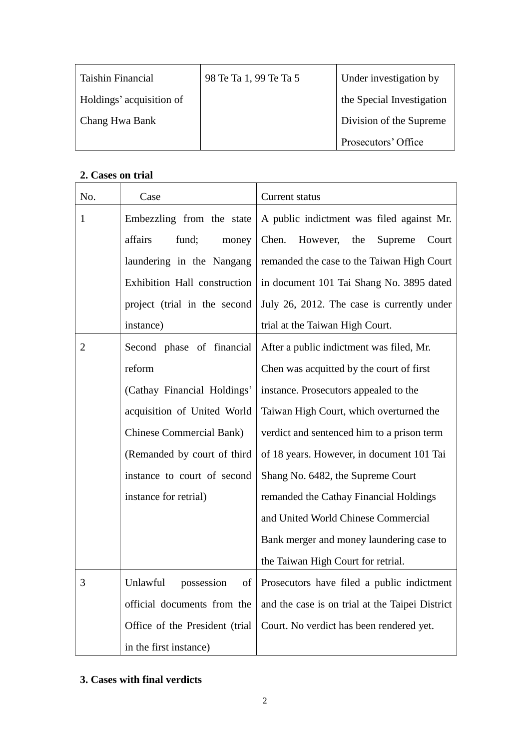| Taishin Financial Holdings' acquisition of Chang Hwa Bank | 98 Te Ta 1, 99 Te Ta 5 | Under investigation by the Special Investigation Division of the Supreme Prosecutors' Office |
|---|---|---|

**2. Cases on trial**

| No. | Case | Current status |
|---|---|---|
| 1 | Embezzling from the state affairs fund; money laundering in the Nangang Exhibition Hall construction project (trial in the second instance) | A public indictment was filed against Mr. Chen. However, the Supreme Court remanded the case to the Taiwan High Court in document 101 Tai Shang No. 3895 dated July 26, 2012. The case is currently under trial at the Taiwan High Court. |
| 2 | Second phase of financial reform (Cathay Financial Holdings' acquisition of United World Chinese Commercial Bank) (Remanded by court of third instance to court of second instance for retrial) | After a public indictment was filed, Mr. Chen was acquitted by the court of first instance. Prosecutors appealed to the Taiwan High Court, which overturned the verdict and sentenced him to a prison term of 18 years. However, in document 101 Tai Shang No. 6482, the Supreme Court remanded the Cathay Financial Holdings and United World Chinese Commercial Bank merger and money laundering case to the Taiwan High Court for retrial. |
| 3 | Unlawful possession of official documents from the Office of the President (trial in the first instance) | Prosecutors have filed a public indictment and the case is on trial at the Taipei District Court. No verdict has been rendered yet. |

**3. Cases with final verdicts**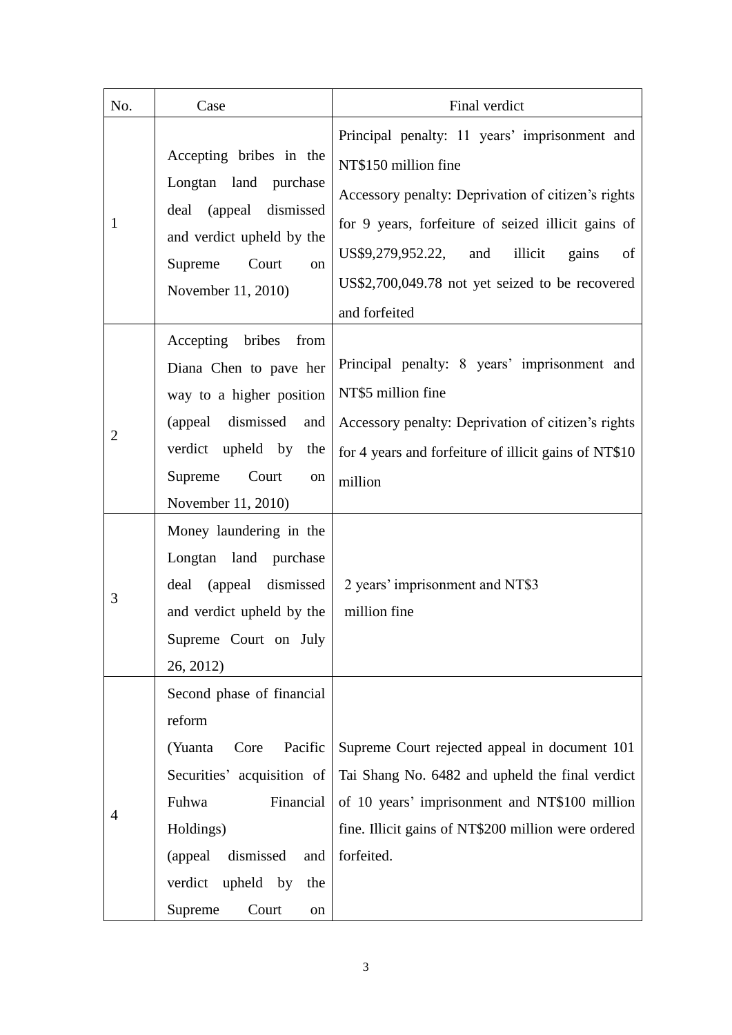| No. | Case | Final verdict |
|---|---|---|
| 1 | Accepting bribes in the Longtan land purchase deal (appeal dismissed and verdict upheld by the Supreme Court on November 11, 2010) | Principal penalty: 11 years' imprisonment and NT$150 million fine<br>Accessory penalty: Deprivation of citizen's rights for 9 years, forfeiture of seized illicit gains of US$9,279,952.22, and illicit gains of US$2,700,049.78 not yet seized to be recovered and forfeited |
| 2 | Accepting bribes from Diana Chen to pave her way to a higher position (appeal dismissed and verdict upheld by the Supreme Court on November 11, 2010) | Principal penalty: 8 years' imprisonment and NT$5 million fine<br>Accessory penalty: Deprivation of citizen's rights for 4 years and forfeiture of illicit gains of NT$10 million |
| 3 | Money laundering in the Longtan land purchase deal (appeal dismissed and verdict upheld by the Supreme Court on July 26, 2012) | 2 years' imprisonment and NT$3 million fine |
| 4 | Second phase of financial reform<br>(Yuanta Core Pacific Securities' acquisition of Fuhwa Financial Holdings)<br>(appeal dismissed and verdict upheld by the Supreme Court on | Supreme Court rejected appeal in document 101 Tai Shang No. 6482 and upheld the final verdict of 10 years' imprisonment and NT$100 million fine. Illicit gains of NT$200 million were ordered forfeited. |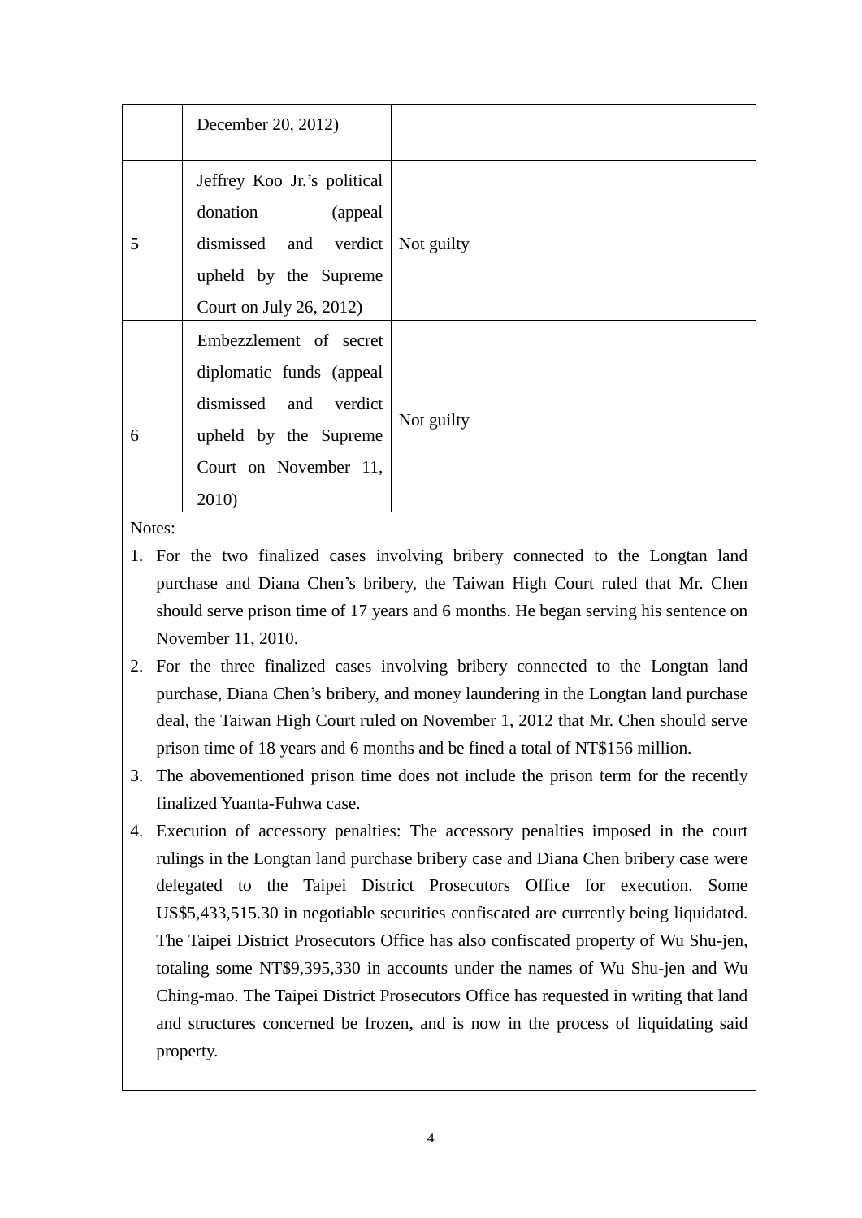| | | |
|---|---|---|
| | December 20, 2012) | |
| 5 | Jeffrey Koo Jr.'s political donation (appeal dismissed and verdict upheld by the Supreme Court on July 26, 2012) | Not guilty |
| 6 | Embezzlement of secret diplomatic funds (appeal dismissed and verdict upheld by the Supreme Court on November 11, 2010) | Not guilty |

Notes:

1. For the two finalized cases involving bribery connected to the Longtan land purchase and Diana Chen's bribery, the Taiwan High Court ruled that Mr. Chen should serve prison time of 17 years and 6 months. He began serving his sentence on November 11, 2010.
2. For the three finalized cases involving bribery connected to the Longtan land purchase, Diana Chen's bribery, and money laundering in the Longtan land purchase deal, the Taiwan High Court ruled on November 1, 2012 that Mr. Chen should serve prison time of 18 years and 6 months and be fined a total of NT$156 million.
3. The abovementioned prison time does not include the prison term for the recently finalized Yuanta-Fuhwa case.
4. Execution of accessory penalties: The accessory penalties imposed in the court rulings in the Longtan land purchase bribery case and Diana Chen bribery case were delegated to the Taipei District Prosecutors Office for execution. Some US$5,433,515.30 in negotiable securities confiscated are currently being liquidated. The Taipei District Prosecutors Office has also confiscated property of Wu Shu-jen, totaling some NT$9,395,330 in accounts under the names of Wu Shu-jen and Wu Ching-mao. The Taipei District Prosecutors Office has requested in writing that land and structures concerned be frozen, and is now in the process of liquidating said property.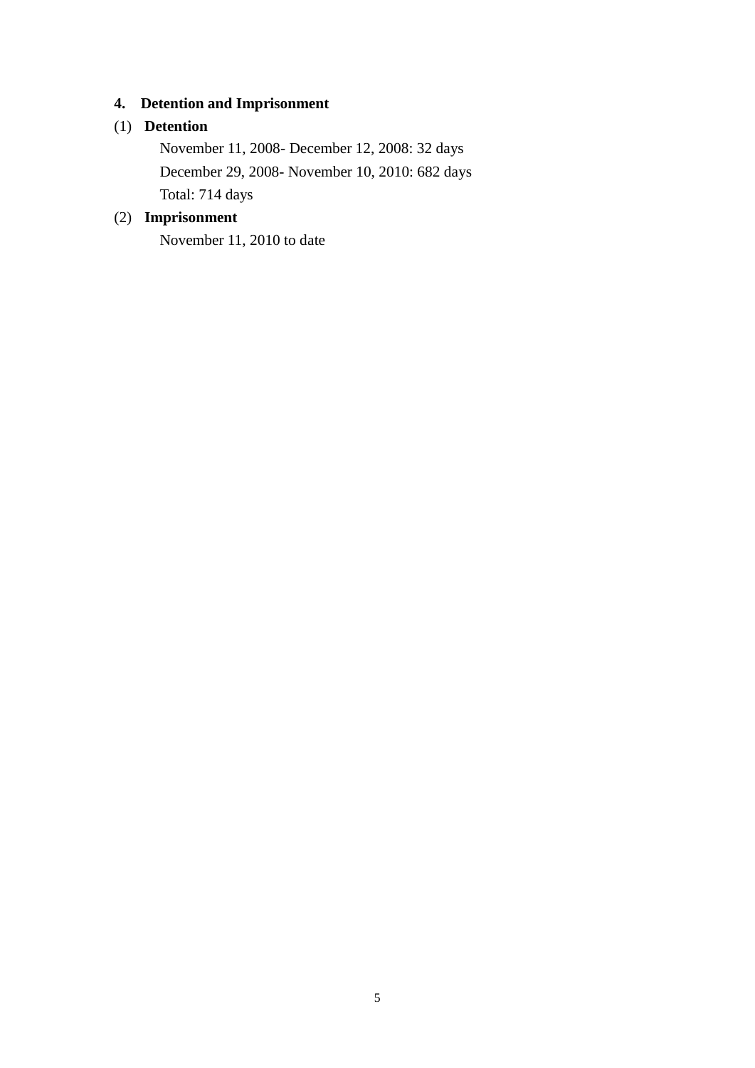## 4. Detention and Imprisonment

### (1) Detention

November 11, 2008- December 12, 2008: 32 days

December 29, 2008- November 10, 2010: 682 days

Total: 714 days

### (2) Imprisonment

November 11, 2010 to date